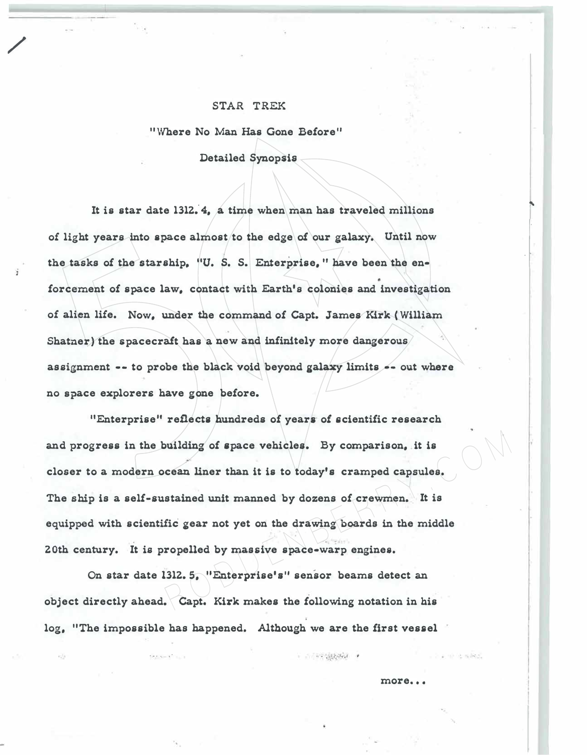# STAR TREK

## "Where No Man Has Gone Before"

### Detailed Synopsis

It is star date 1312.4, a time when man has traveled millions of light years into space almost to the edge of our galaxy. Until now the tasks of the starship, "U. S. S. Enterprise," have been the enforcement of space law, contact with Earth's colonies and investigation of alien life. Now, under the command of Capt. James Kirk (William Shatner) the spacecraft has a new and infinitely more dangerous assignment -- to probe the black void beyond galaxy limits -- out where no space explorers have gone before.

"Enterprise" reflects hundreds of years of scientific research and progress in the building of space vehicles. By comparison, it is closer to a modern ocean liner than it is to today's cramped capsules. The ship is a self-sustained unit manned by dozens of crewmen. It is equipped with scientific gear not yet on the drawing boards in the middle 20th century. It is propelled by massive space-warp engines.

On star date 1312.5, "Enterprise's" sensor beams detect an object directly ahead. Capt. Kirk makes the following notation in his log, "The impossible has happened. Although we are the first vessel

more...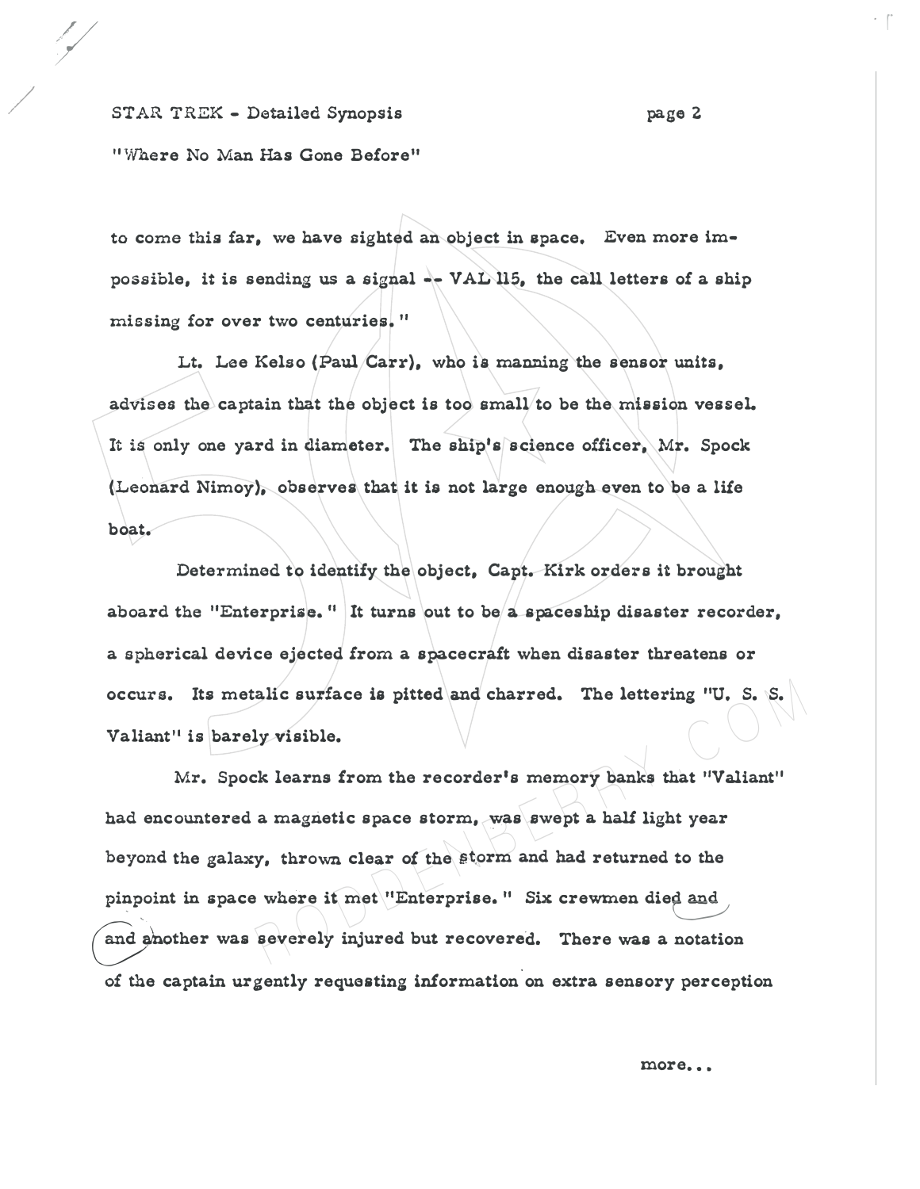to come this far, we have sighted an object in space. Even more impossible, it is sending us a signal -- VAL 115, the call letters of a ship missing for over two centuries."

Lt. Lee Kelso (Paul Carr), who is manning the sensor units, advises the captain that the object is too small to be the mission vessel. It is only one yard in diameter. The ship's science officer, Mr. Spock (Leonard Nimoy), observes that it is not large enough even to be a life boat.

Determined to identify the object, Capt. Kirk orders it brought aboard the "Enterprise." It turns out to be a spaceship disaster recorder, a spherical device ejected from a spacecraft when disaster threatens or occurs. Its metalic surface is pitted and charred. The lettering "U. S. S. Valiant" is barely visible.

Mr. Spock learns from the recorder's memory banks that "Valiant" had encountered a magnetic space storm, was swept a half light year beyond the galaxy, thrown clear of the storm and had returned to the pinpoint in space where it met "Enterprise." Six crewmen died and and another was severely injured but recovered. There was a notation of the captain urgently requesting information on extra sensory perception

more...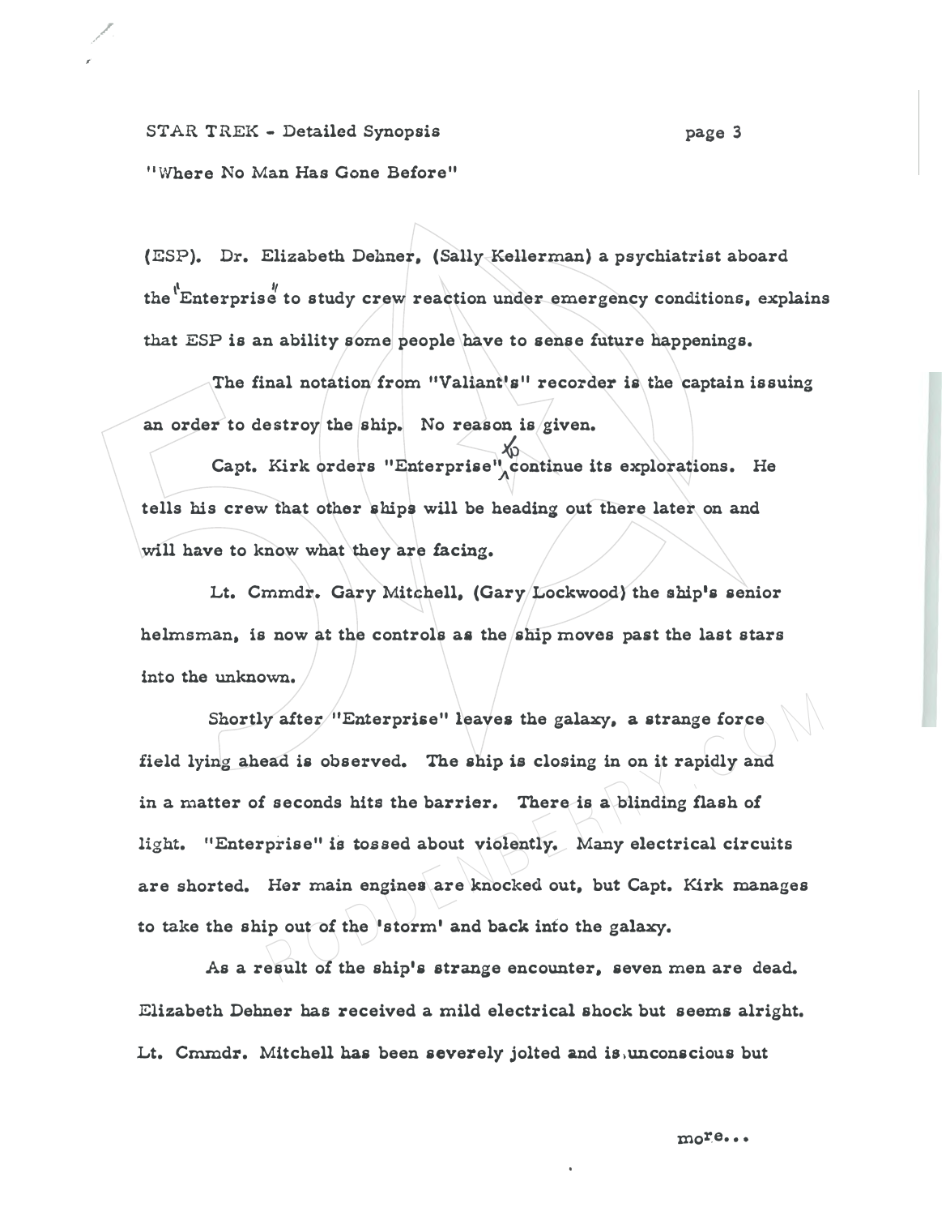(ESP). Dr. Elizabeth Dehner, (Sally Kellerman) a psychiatrist aboard the "Enterprise" to study crew reaction under emergency conditions, explains that ESP is an ability some people have to sense future happenings.

The final notation from "Valiant's" recorder is the captain issuing an order to destroy the ship. No reason is given.

Capt. Kirk orders "Enterprise" to continue its explorations. He tells his crew that other ships will be heading out there later on and will have to know what they are facing.

Lt. Cmmdr. Gary Mitchell, (Gary Lockwood) the ship's senior helmsman, is now at the controls as the ship moves past the last stars into the unknown.

Shortly after "Enterprise" leaves the galaxy, a strange force field lying ahead is observed. The ship is closing in on it rapidly and in a matter of seconds hits the barrier. There is a blinding flash of light. "Enterprise" is tossed about violently. Many electrical circuits are shorted. Her main engines are knocked out, but Capt. Kirk manages to take the ship out of the 'storm' and back into the galaxy.

As a result of the ship's strange encounter, seven men are dead. Elizabeth Dehner has received a mild electrical shock but seems alright. Lt. Cmmdr. Mitchell has been severely jolted and is unconscious but

more...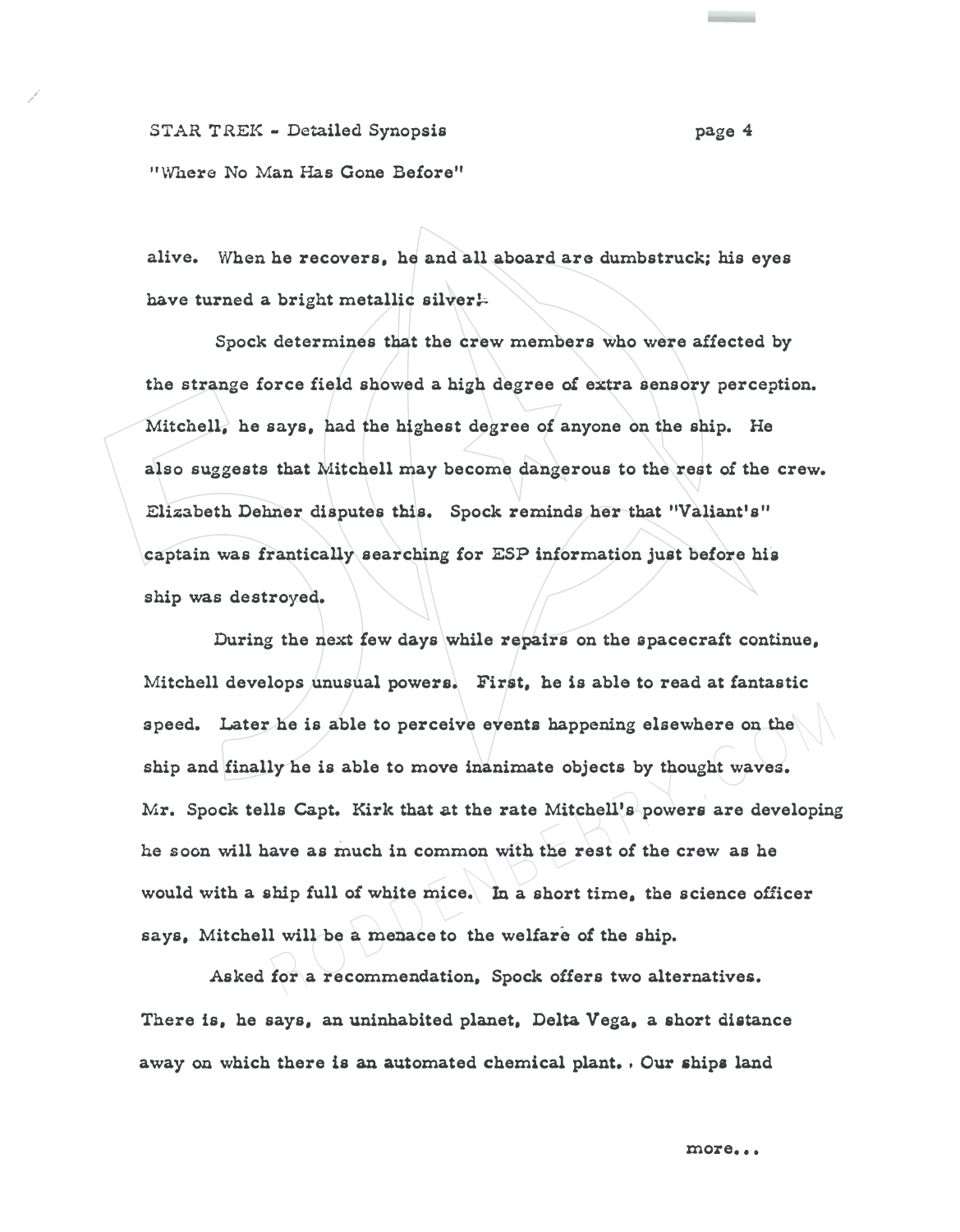alive. When he recovers, he and all aboard are dumbstruck; his eyes have turned a bright metallic silver!

Spock determines that the crew members who were affected by the strange force field showed a high degree of extra sensory perception. Mitchell, he says, had the highest degree of anyone on the ship. He also suggests that Mitchell may become dangerous to the rest of the crew. Elizabeth Dehner disputes this. Spock reminds her that "Valiant's" captain was frantically searching for ESP information just before his ship was destroyed.

During the next few days while repairs on the spacecraft continue, Mitchell develops unusual powers. First, he is able to read at fantastic speed. Later he is able to perceive events happening elsewhere on the ship and finally he is able to move inanimate objects by thought waves. Mr. Spock tells Capt. Kirk that at the rate Mitchell's powers are developing he soon will have as much in common with the rest of the crew as he would with a ship full of white mice. In a short time, the science officer says, Mitchell will be a menace to the welfare of the ship.

Asked for a recommendation, Spock offers two alternatives. There is, he says, an uninhabited planet, Delta Vega, a short distance away on which there is an automated chemical plant. Our ships land

more...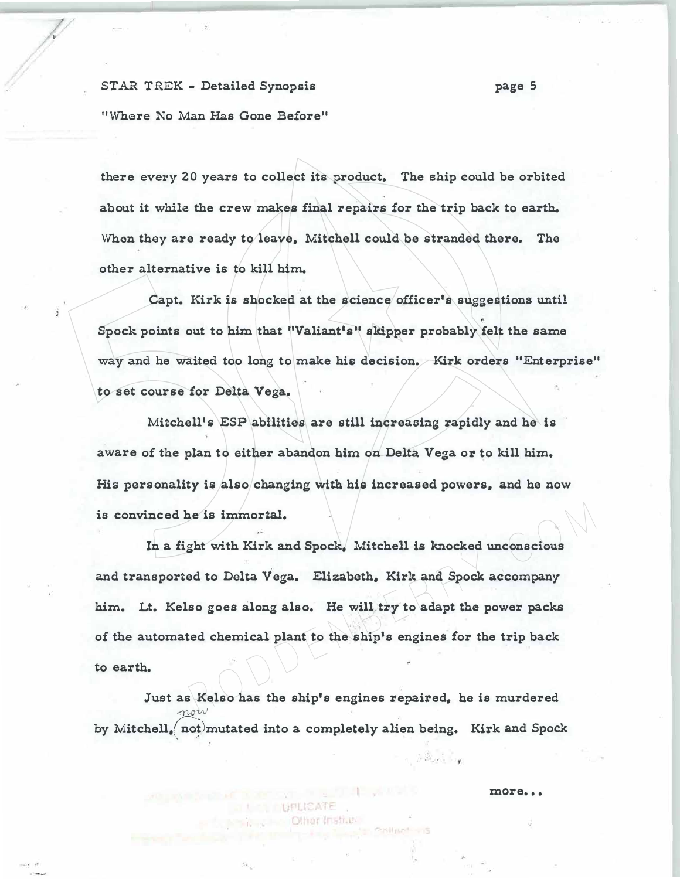there every 20 years to collect its product. The ship could be orbited about it while the crew makes final repairs for the trip back to earth. When they are ready to leave, Mitchell could be stranded there. The other alternative is to kill him.

Capt. Kirk is shocked at the science officer's suggestions until Spock points out to him that "Valiant's" skipper probably felt the same way and he waited too long to make his decision. Kirk orders "Enterprise" to set course for Delta Vega.

Mitchell's ESP abilities are still increasing rapidly and he is aware of the plan to either abandon him on Delta Vega or to kill him. His personality is also changing with his increased powers, and he now is convinced he is immortal.

In a fight with Kirk and Spock, Mitchell is knocked unconscious and transported to Delta Vega. Elizabeth, Kirk and Spock accompany him. Lt. Kelso goes along also. He will try to adapt the power packs of the automated chemical plant to the ship's engines for the trip back to earth.

Just as Kelso has the ship's engines repaired, he is murdered by Mitchell, now mutated into a completely alien being. Kirk and Spock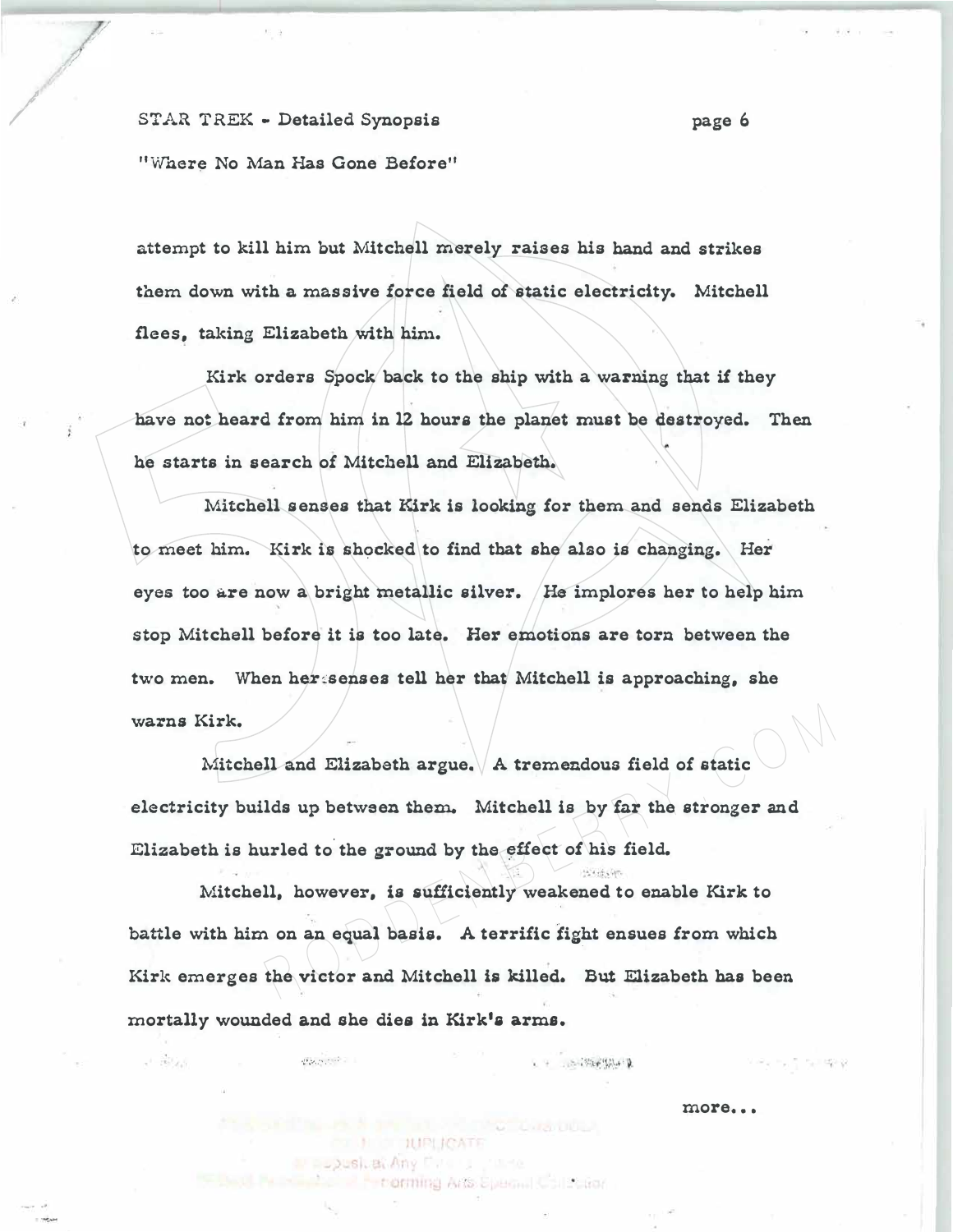attempt to kill him but Mitchell merely raises his hand and strikes them down with a massive force field of static electricity. Mitchell flees, taking Elizabeth with him.

Kirk orders Spock back to the ship with a warning that if they have not heard from him in 12 hours the planet must be destroyed. Then he starts in search of Mitchell and Elizabeth.

Mitchell senses that Kirk is looking for them and sends Elizabeth to meet him. Kirk is shocked to find that she also is changing. Her eyes too are now a bright metallic silver. He implores her to help him stop Mitchell before it is too late. Her emotions are torn between the two men. When her senses tell her that Mitchell is approaching, she warns Kirk.

Mitchell and Elizabeth argue. A tremendous field of static electricity builds up between them. Mitchell is by far the stronger and Elizabeth is hurled to the ground by the effect of his field.

Mitchell, however, is sufficiently weakened to enable Kirk to battle with him on an equal basis. A terrific fight ensues from which Kirk emerges the victor and Mitchell is killed. But Elizabeth has been mortally wounded and she dies in Kirk's arms.

more...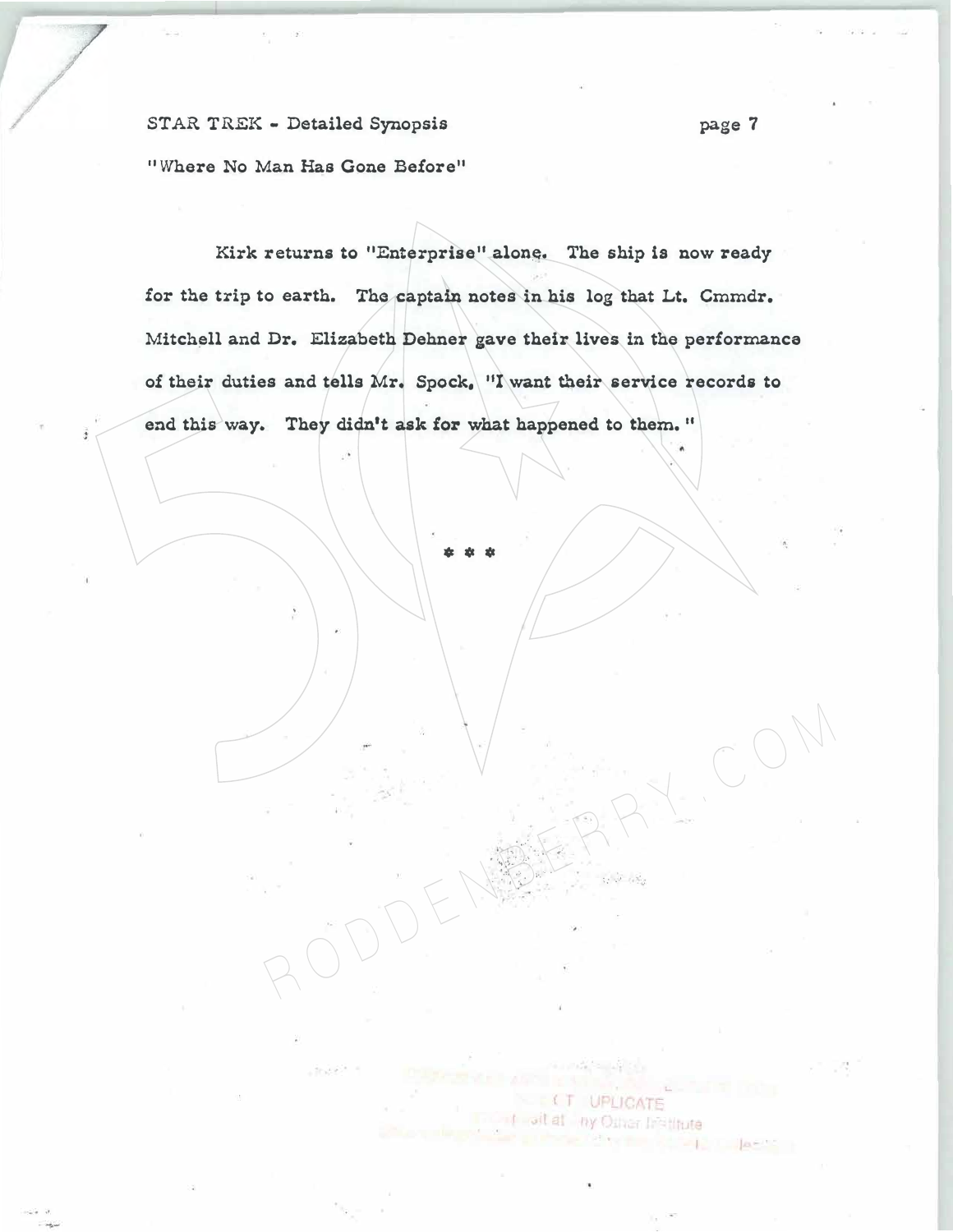Kirk returns to "Enterprise" alone. The ship is now ready for the trip to earth. The captain notes in his log that Lt. Cmmdr. Mitchell and Dr. Elizabeth Dehner gave their lives in the performance of their duties and tells Mr. Spock, "I want their service records to end this way. They didn't ask for what happened to them."

* * *